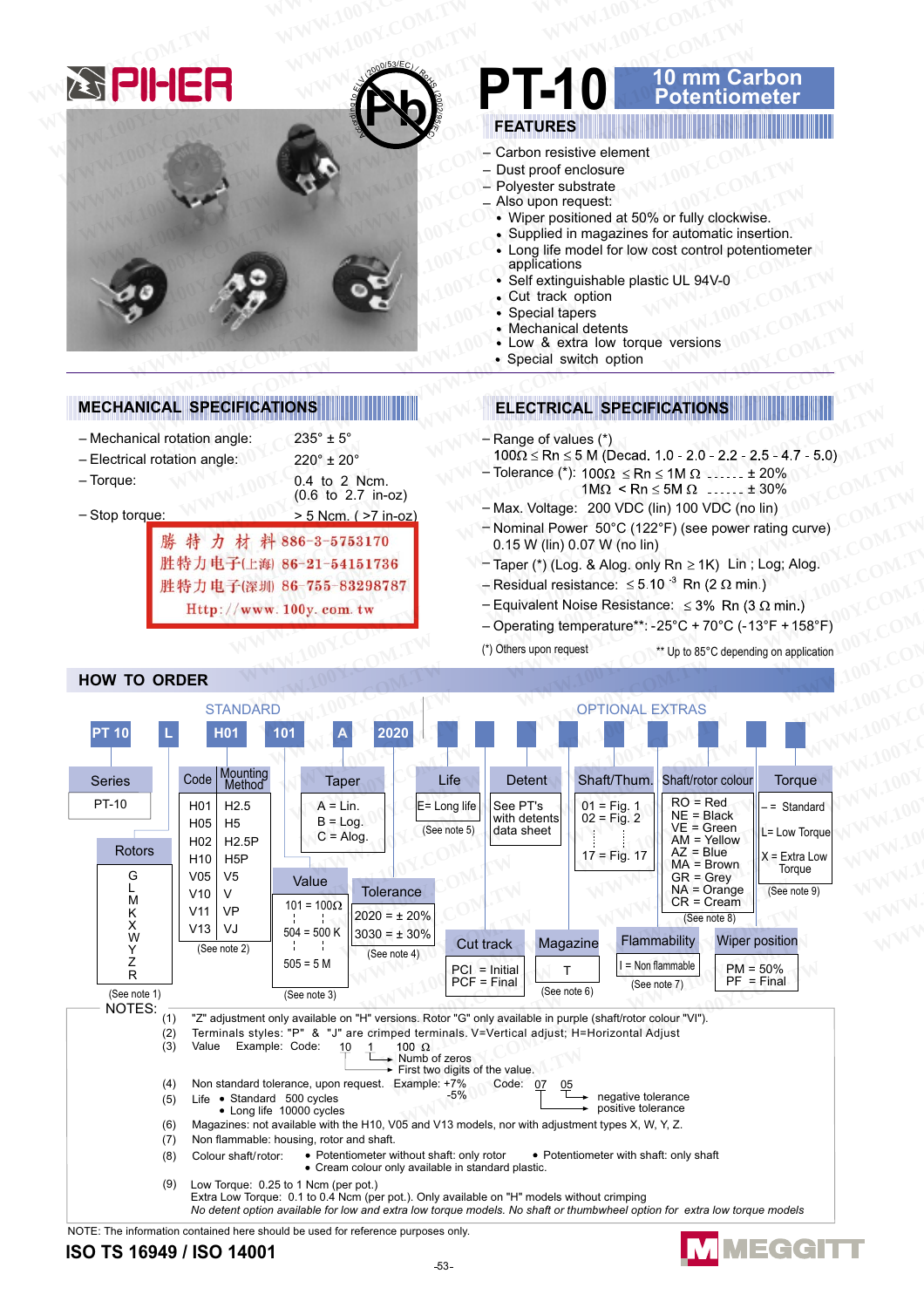# PIHER

# PT-10 10 mm Carbon Potentiometer

## FEATURES

- Carbon resistive element
- Dust proof enclosure
- Polyester substrate
- Also upon request:
  - Wiper positioned at 50% or fully clockwise.
  - Supplied in magazines for automatic insertion.
  - Long life model for low cost control potentiometer applications
  - Self extinguishable plastic UL 94V-0
  - Cut track option
  - Special tapers
  - Mechanical detents
  - Low & extra low torque versions
  - Special switch option

## MECHANICAL SPECIFICATIONS

- Mechanical rotation angle: 235° ± 5°
- Electrical rotation angle: 220° ± 20°
- Torque: 0.4 to 2 Ncm. (0.6 to 2.7 in-oz)
- Stop torque: > 5 Ncm. ( >7 in-oz)

勝特力材料 886-3-5753170
胜特力电子(上海) 86-21-54151736
胜特力电子(深圳) 86-755-83298787
Http://www.100y.com.tw

## ELECTRICAL SPECIFICATIONS

- Range of values (*) 100Ω ≤ Rn ≤ 5 M (Decad. 1.0 - 2.0 - 2.2 - 2.5 - 4.7 - 5.0)
- Tolerance (*): 100Ω ≤ Rn ≤ 1M Ω ...... ± 20%
  1MΩ < Rn ≤ 5M Ω ...... ± 30%
- Max. Voltage: 200 VDC (lin) 100 VDC (no lin)
- Nominal Power 50°C (122°F) (see power rating curve) 0.15 W (lin) 0.07 W (no lin)
- Taper (*) (Log. & Alog. only Rn ≥ 1K) Lin ; Log; Alog.
- Residual resistance: ≤ 5.10 $^{-3}$ Rn (2 Ω min.)
- Equivalent Noise Resistance: ≤ 3% Rn (3 Ω min.)
- Operating temperature**: -25°C + 70°C (-13°F + 158°F)

(*) Others upon request

** Up to 85°C depending on application

## HOW TO ORDER

STANDARD: PT 10 | L | H01 | 101 | A | 2020

OPTIONAL EXTRAS

**Series:** PT-10

**Rotors:** G, L, M, K, X, W, Y, Z, R (See note 1)

| Code | Mounting Method |
|---|---|
| H01 | H2.5 |
| H05 | H5 |
| H02 | H2.5P |
| H10 | H5P |
| V05 | V5 |
| V10 | V |
| V11 | VP |
| V13 | VJ |

(See note 2)

**Taper:** A = Lin. B = Log. C = Alog.

**Value:** 101 = 100Ω ... 504 = 500 K ... 505 = 5 M (See note 3)

**Tolerance:** 2020 = ± 20%; 3030 = ± 30% (See note 4)

**Life:** E= Long life (See note 5)

**Detent:** See PT's with detents data sheet

**Shaft/Thum.:** 01 = Fig. 1; 02 = Fig. 2; ... 17 = Fig. 17

**Shaft/rotor colour:** RO = Red; NE = Black; VE = Green; AM = Yellow; AZ = Blue; MA = Brown; GR = Grey; NA = Orange; CR = Cream (See note 8)

**Torque:** -= Standard; L= Low Torque; X = Extra Low Torque (See note 9)

**Cut track:** PCI = Initial; PCF = Final

**Magazine:** T (See note 6)

**Flammability:** I = Non flammable (See note 7)

**Wiper position:** PM = 50%; PF = Final

NOTES:

(1) "Z" adjustment only available on "H" versions. Rotor "G" only available in purple (shaft/rotor colour "VI").

(2) Terminals styles: "P" & "J" are crimped terminals. V=Vertical adjust; H=Horizontal Adjust

(3) Value Example: Code: 10 1 → 100 Ω — Numb of zeros; First two digits of the value.

(4) Non standard tolerance, upon request. Example: +7% -5% Code: 07 05 — negative tolerance; positive tolerance

(5) Life • Standard 500 cycles • Long life 10000 cycles

(6) Magazines: not available with the H10, V05 and V13 models, nor with adjustment types X, W, Y, Z.

(7) Non flammable: housing, rotor and shaft.

(8) Colour shaft/rotor: • Potentiometer without shaft: only rotor • Potentiometer with shaft: only shaft • Cream colour only available in standard plastic.

(9) Low Torque: 0.25 to 1 Ncm (per pot.)
Extra Low Torque: 0.1 to 0.4 Ncm (per pot.). Only available on "H" models without crimping
*No detent option available for low and extra low torque models. No shaft or thumbwheel option for extra low torque models*

NOTE: The information contained here should be used for reference purposes only.

**ISO TS 16949 / ISO 14001**

MEGGITT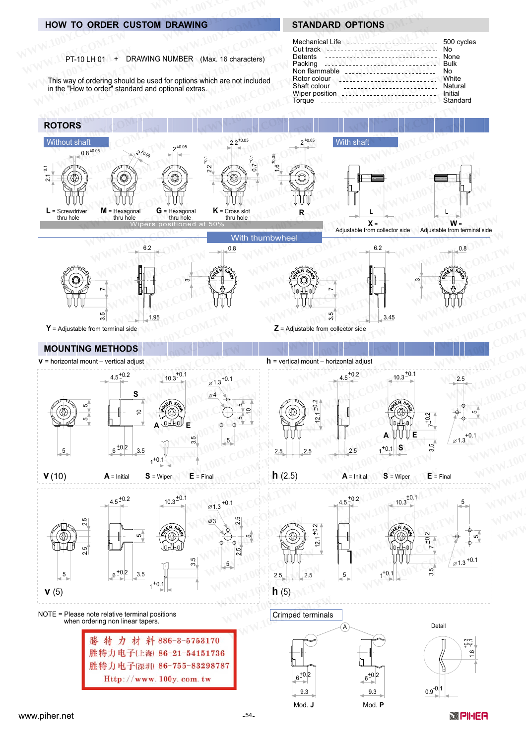## HOW TO ORDER CUSTOM DRAWING

PT-10 LH 01 + DRAWING NUMBER (Max. 16 characters)

This way of ordering should be used for options which are not included in the "How to order" standard and optional extras.

## STANDARD OPTIONS

| | |
|---|---|
| Mechanical Life | 500 cycles |
| Cut track | No |
| Detents | None |
| Packing | Bulk |
| Non flammable | No |
| Rotor colour | White |
| Shaft colour | Natural |
| Wiper position | Initial |
| Torque | Standard |

## ROTORS

### Without shaft

L = Screwdriver thru hole

M = Hexagonal thru hole

G = Hexagonal thru hole

K = Cross slot thru hole

R

Wipers positioned at 50%

### With shaft

X = Adjustable from collector side

W = Adjustable from terminal side

### With thumbwheel

Y = Adjustable from terminal side

Z = Adjustable from collector side

## MOUNTING METHODS

v = horizontal mount – vertical adjust

h = vertical mount – horizontal adjust

V (10) A = Initial S = Wiper E = Final

h (2.5) A = Initial S = Wiper E = Final

V (5)

h (5)

NOTE = Please note relative terminal positions when ordering non linear tapers.

### Crimped terminals

Detail

Mod. J

Mod. P

勝 特 力 材 料 886-3-5753170
胜特力电子(上海) 86-21-54151736
胜特力电子(深圳) 86-755-83298787
Http://www.100y.com.tw

www.piher.net

PIHER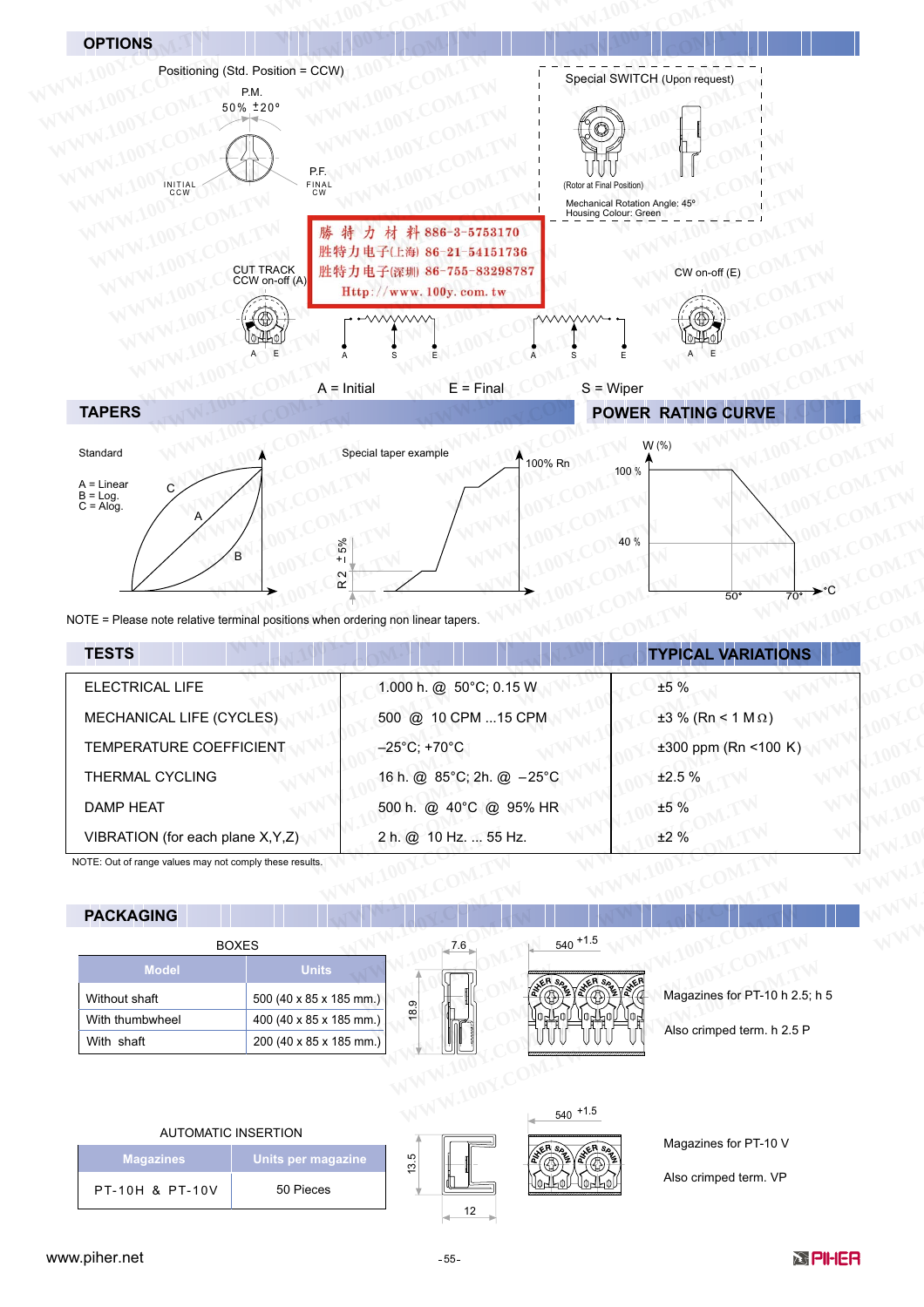## OPTIONS

Positioning (Std. Position = CCW)

P.M.
50% ±20°

INITIAL CCW

P.F.
FINAL CW

Special SWITCH (Upon request)

(Rotor at Final Position)

Mechanical Rotation Angle: 45°
Housing Colour: Green

勝 特 力 材 料 886-3-5753170
胜特力电子(上海) 86-21-54151736
胜特力电子(深圳) 86-755-83298787
Http://www.100y.com.tw

CUT TRACK
CCW on-off (A)

CW on-off (E)

A = Initial E = Final S = Wiper

## TAPERS

Standard

A = Linear
B = Log.
C = Alog.

Special taper example

100% Rn

R2 ± 5%

NOTE = Please note relative terminal positions when ordering non linear tapers.

## POWER RATING CURVE

W (%)

100 %

40 %

50° 70° °C

## TESTS / TYPICAL VARIATIONS

| TESTS | | TYPICAL VARIATIONS |
|---|---|---|
| ELECTRICAL LIFE | 1.000 h. @ 50°C; 0.15 W | ±5 % |
| MECHANICAL LIFE (CYCLES) | 500 @ 10 CPM ...15 CPM | ±3 % (Rn < 1 MΩ) |
| TEMPERATURE COEFFICIENT | –25°C; +70°C | ±300 ppm (Rn <100 K) |
| THERMAL CYCLING | 16 h. @ 85°C; 2h. @ –25°C | ±2.5 % |
| DAMP HEAT | 500 h. @ 40°C @ 95% HR | ±5 % |
| VIBRATION (for each plane X,Y,Z) | 2 h. @ 10 Hz. ... 55 Hz. | ±2 % |

NOTE: Out of range values may not comply these results.

## PACKAGING

BOXES

| Model | Units |
|---|---|
| Without shaft | 500 (40 x 85 x 185 mm.) |
| With thumbwheel | 400 (40 x 85 x 185 mm.) |
| With shaft | 200 (40 x 85 x 185 mm.) |

7.6
18.9
540 +1.5

Magazines for PT-10 h 2.5; h 5

Also crimped term. h 2.5 P

AUTOMATIC INSERTION

| Magazines | Units per magazine |
|---|---|
| PT-10H & PT-10V | 50 Pieces |

13.5
12
540 +1.5

Magazines for PT-10 V

Also crimped term. VP

www.piher.net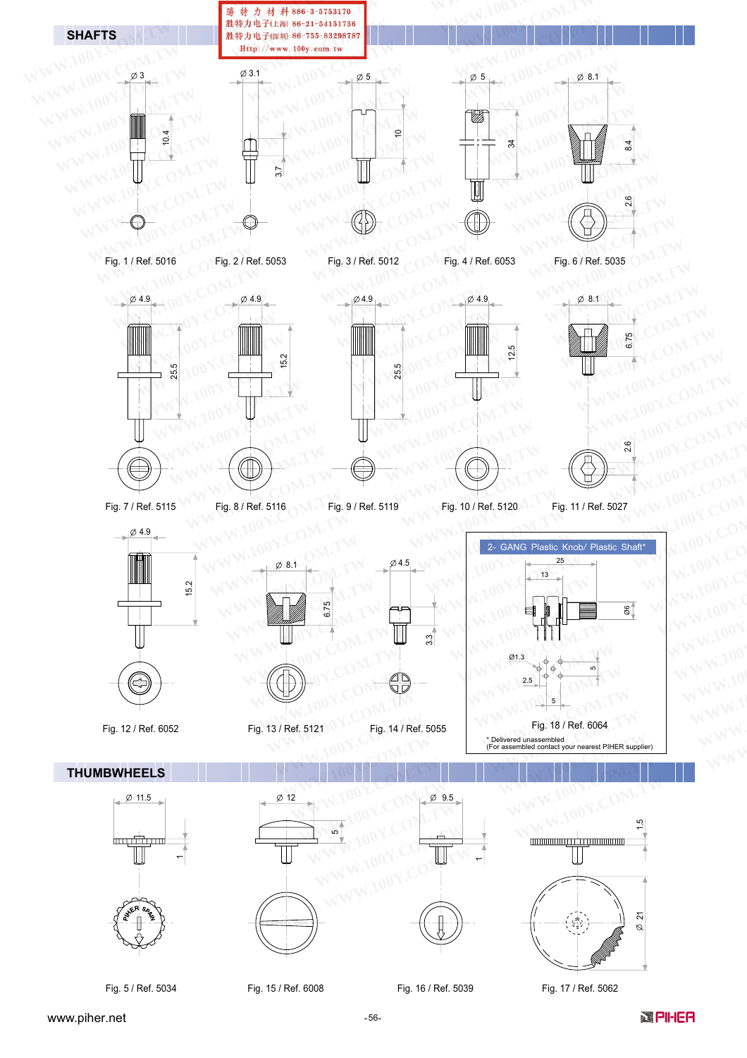## SHAFTS

Ø 3

10.4

Fig. 1 / Ref. 5016

Ø 3.1

3.7

Fig. 2 / Ref. 5053

Ø 5

10

Fig. 3 / Ref. 5012

Ø 5

34

Fig. 4 / Ref. 6053

Ø 8.1

8.4

2.6

Fig. 6 / Ref. 5035

Ø 4.9

25.5

Fig. 7 / Ref. 5115

Ø 4.9

15.2

Fig. 8 / Ref. 5116

Ø 4.9

25.5

Fig. 9 / Ref. 5119

Ø 4.9

12.5

Fig. 10 / Ref. 5120

Ø 8.1

6.75

2.6

Fig. 11 / Ref. 5027

Ø 4.9

15.2

Fig. 12 / Ref. 6052

Ø 8.1

6.75

Fig. 13 / Ref. 5121

Ø 4.5

3.3

Fig. 14 / Ref. 5055

2- GANG Plastic Knob/ Plastic Shaft*

25

13

Ø6

Ø1.3

2.5

5

5

Fig. 18 / Ref. 6064

* Delivered unassembled
(For assembled contact your nearest PIHER supplier)

## THUMBWHEELS

Ø 11.5

1

PIHER SPAIN

Fig. 5 / Ref. 5034

Ø 12

5

Fig. 15 / Ref. 6008

Ø 9.5

1

Fig. 16 / Ref. 5039

1.5

Ø 21

Fig. 17 / Ref. 5062

www.piher.net

PIHER